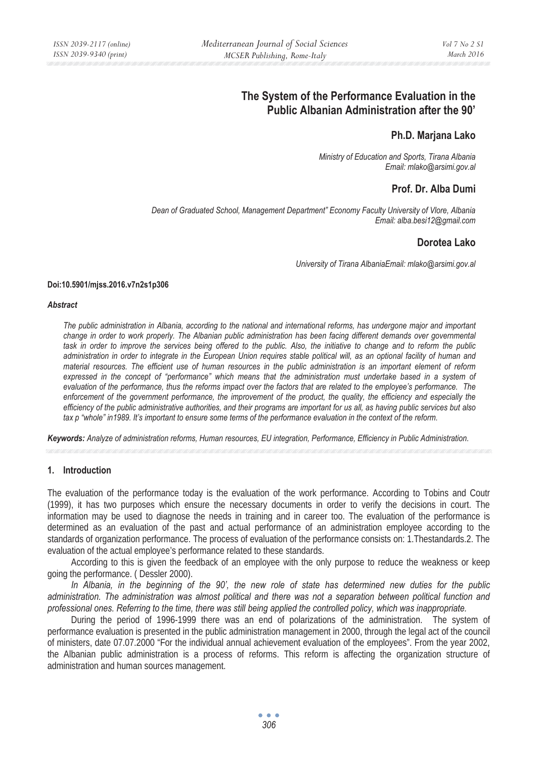# The System of the Performance Evaluation in the Public Albanian Administration after the 90'

**Ph.D. Marjana Lako**

*Ministry of Education and Sports, Tirana Albania*
*Email: mlako@arsimi.gov.al*

**Prof. Dr. Alba Dumi**

*Dean of Graduated School, Management Department" Economy Faculty University of Vlore, Albania*
*Email: alba.besi12@gmail.com*

**Dorotea Lako**

*University of Tirana AlbaniaEmail: mlako@arsimi.gov.al*

**Doi:10.5901/mjss.2016.v7n2s1p306**

***Abstract***

*The public administration in Albania, according to the national and international reforms, has undergone major and important change in order to work properly. The Albanian public administration has been facing different demands over governmental task in order to improve the services being offered to the public. Also, the initiative to change and to reform the public administration in order to integrate in the European Union requires stable political will, as an optional facility of human and material resources. The efficient use of human resources in the public administration is an important element of reform expressed in the concept of "performance" which means that the administration must undertake based in a system of evaluation of the performance, thus the reforms impact over the factors that are related to the employee's performance. The enforcement of the government performance, the improvement of the product, the quality, the efficiency and especially the efficiency of the public administrative authorities, and their programs are important for us all, as having public services but also tax p "whole" in1989. It's important to ensure some terms of the performance evaluation in the context of the reform.*

***Keywords:*** *Analyze of administration reforms, Human resources, EU integration, Performance, Efficiency in Public Administration.*

## 1. Introduction

The evaluation of the performance today is the evaluation of the work performance. According to Tobins and Coutr (1999), it has two purposes which ensure the necessary documents in order to verify the decisions in court. The information may be used to diagnose the needs in training and in career too. The evaluation of the performance is determined as an evaluation of the past and actual performance of an administration employee according to the standards of organization performance. The process of evaluation of the performance consists on: 1.Thestandards.2. The evaluation of the actual employee's performance related to these standards.

According to this is given the feedback of an employee with the only purpose to reduce the weakness or keep going the performance. ( Dessler 2000).

*In Albania, in the beginning of the 90', the new role of state has determined new duties for the public administration. The administration was almost political and there was not a separation between political function and professional ones. Referring to the time, there was still being applied the controlled policy, which was inappropriate.*

During the period of 1996-1999 there was an end of polarizations of the administration. The system of performance evaluation is presented in the public administration management in 2000, through the legal act of the council of ministers, date 07.07.2000 "For the individual annual achievement evaluation of the employees". From the year 2002, the Albanian public administration is a process of reforms. This reform is affecting the organization structure of administration and human sources management.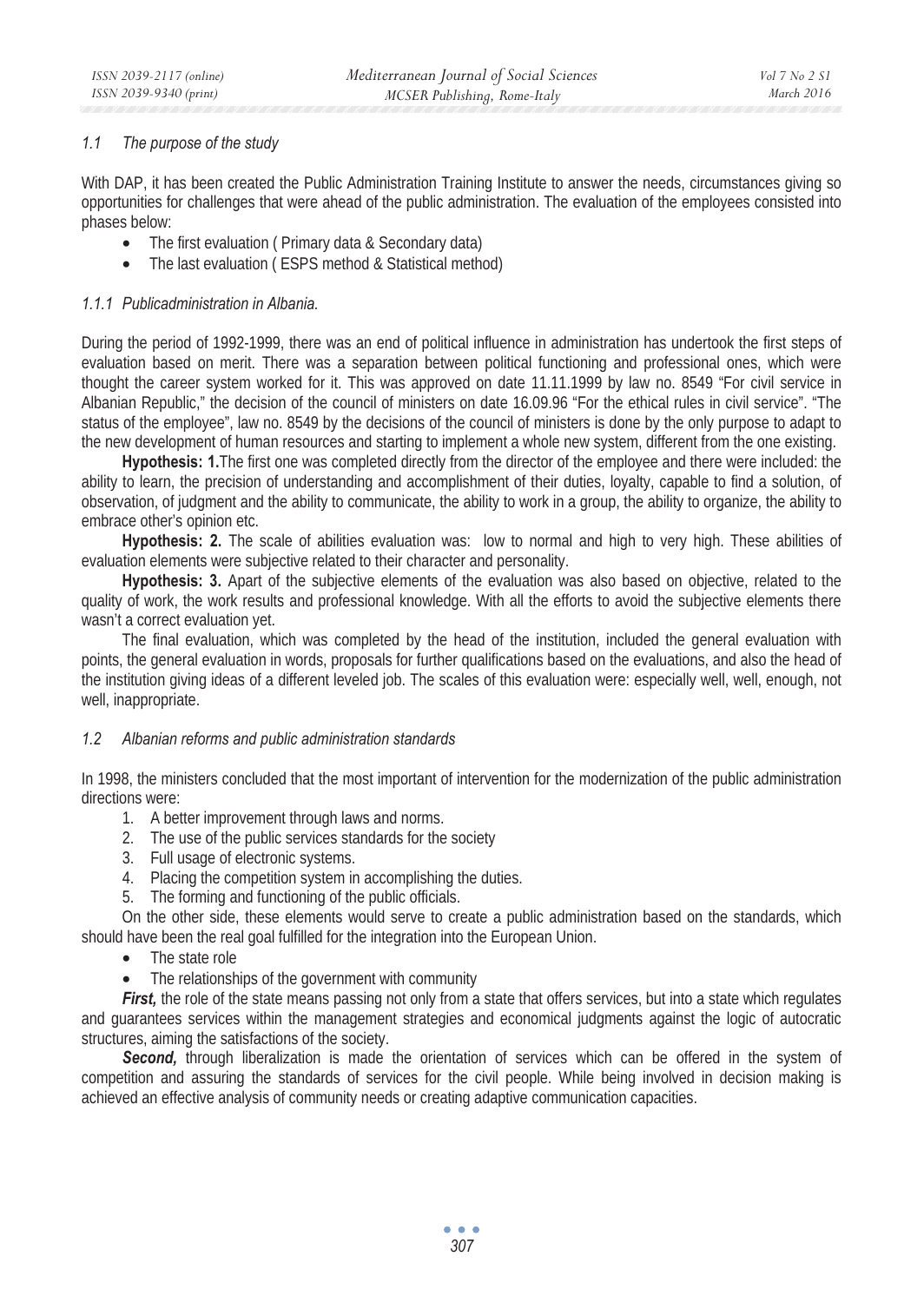### *1.1 The purpose of the study*

With DAP, it has been created the Public Administration Training Institute to answer the needs, circumstances giving so opportunities for challenges that were ahead of the public administration. The evaluation of the employees consisted into phases below:

- The first evaluation ( Primary data & Secondary data)
- The last evaluation ( ESPS method & Statistical method)

#### *1.1.1 Publicadministration in Albania.*

During the period of 1992-1999, there was an end of political influence in administration has undertook the first steps of evaluation based on merit. There was a separation between political functioning and professional ones, which were thought the career system worked for it. This was approved on date 11.11.1999 by law no. 8549 "For civil service in Albanian Republic," the decision of the council of ministers on date 16.09.96 "For the ethical rules in civil service". "The status of the employee", law no. 8549 by the decisions of the council of ministers is done by the only purpose to adapt to the new development of human resources and starting to implement a whole new system, different from the one existing.

**Hypothesis: 1.**The first one was completed directly from the director of the employee and there were included: the ability to learn, the precision of understanding and accomplishment of their duties, loyalty, capable to find a solution, of observation, of judgment and the ability to communicate, the ability to work in a group, the ability to organize, the ability to embrace other's opinion etc.

**Hypothesis: 2.** The scale of abilities evaluation was: low to normal and high to very high. These abilities of evaluation elements were subjective related to their character and personality.

**Hypothesis: 3.** Apart of the subjective elements of the evaluation was also based on objective, related to the quality of work, the work results and professional knowledge. With all the efforts to avoid the subjective elements there wasn't a correct evaluation yet.

The final evaluation, which was completed by the head of the institution, included the general evaluation with points, the general evaluation in words, proposals for further qualifications based on the evaluations, and also the head of the institution giving ideas of a different leveled job. The scales of this evaluation were: especially well, well, enough, not well, inappropriate.

### *1.2 Albanian reforms and public administration standards*

In 1998, the ministers concluded that the most important of intervention for the modernization of the public administration directions were:

1. A better improvement through laws and norms.
2. The use of the public services standards for the society
3. Full usage of electronic systems.
4. Placing the competition system in accomplishing the duties.
5. The forming and functioning of the public officials.

On the other side, these elements would serve to create a public administration based on the standards, which should have been the real goal fulfilled for the integration into the European Union.

- The state role
- The relationships of the government with community

***First,*** the role of the state means passing not only from a state that offers services, but into a state which regulates and guarantees services within the management strategies and economical judgments against the logic of autocratic structures, aiming the satisfactions of the society.

***Second,*** through liberalization is made the orientation of services which can be offered in the system of competition and assuring the standards of services for the civil people. While being involved in decision making is achieved an effective analysis of community needs or creating adaptive communication capacities.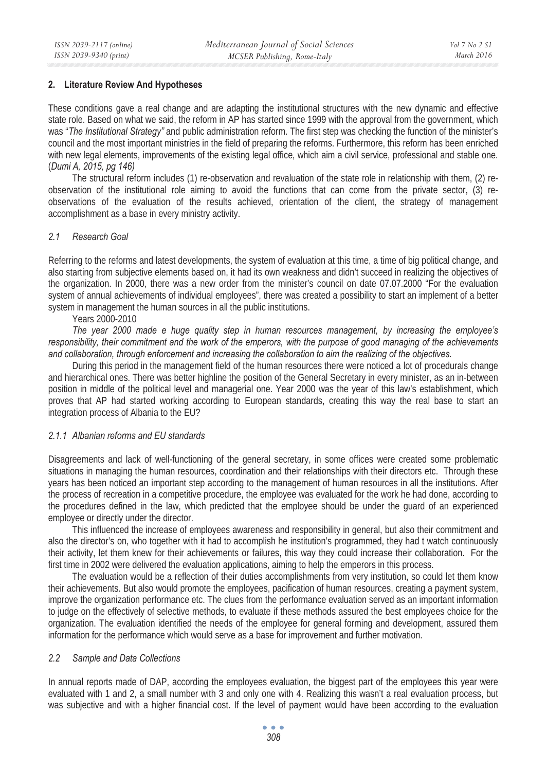## 2. Literature Review And Hypotheses

These conditions gave a real change and are adapting the institutional structures with the new dynamic and effective state role. Based on what we said, the reform in AP has started since 1999 with the approval from the government, which was "*The Institutional Strategy"* and public administration reform. The first step was checking the function of the minister's council and the most important ministries in the field of preparing the reforms. Furthermore, this reform has been enriched with new legal elements, improvements of the existing legal office, which aim a civil service, professional and stable one. (*Dumi A, 2015, pg 146)*

The structural reform includes (1) re-observation and revaluation of the state role in relationship with them, (2) re-observation of the institutional role aiming to avoid the functions that can come from the private sector, (3) re-observations of the evaluation of the results achieved, orientation of the client, the strategy of management accomplishment as a base in every ministry activity.

### *2.1 Research Goal*

Referring to the reforms and latest developments, the system of evaluation at this time, a time of big political change, and also starting from subjective elements based on, it had its own weakness and didn't succeed in realizing the objectives of the organization. In 2000, there was a new order from the minister's council on date 07.07.2000 "For the evaluation system of annual achievements of individual employees", there was created a possibility to start an implement of a better system in management the human sources in all the public institutions.

Years 2000-2010

*The year 2000 made e huge quality step in human resources management, by increasing the employee's responsibility, their commitment and the work of the emperors, with the purpose of good managing of the achievements and collaboration, through enforcement and increasing the collaboration to aim the realizing of the objectives.*

During this period in the management field of the human resources there were noticed a lot of procedurals change and hierarchical ones. There was better highline the position of the General Secretary in every minister, as an in-between position in middle of the political level and managerial one. Year 2000 was the year of this law's establishment, which proves that AP had started working according to European standards, creating this way the real base to start an integration process of Albania to the EU?

#### *2.1.1 Albanian reforms and EU standards*

Disagreements and lack of well-functioning of the general secretary, in some offices were created some problematic situations in managing the human resources, coordination and their relationships with their directors etc. Through these years has been noticed an important step according to the management of human resources in all the institutions. After the process of recreation in a competitive procedure, the employee was evaluated for the work he had done, according to the procedures defined in the law, which predicted that the employee should be under the guard of an experienced employee or directly under the director.

This influenced the increase of employees awareness and responsibility in general, but also their commitment and also the director's on, who together with it had to accomplish he institution's programmed, they had t watch continuously their activity, let them knew for their achievements or failures, this way they could increase their collaboration. For the first time in 2002 were delivered the evaluation applications, aiming to help the emperors in this process.

The evaluation would be a reflection of their duties accomplishments from very institution, so could let them know their achievements. But also would promote the employees, pacification of human resources, creating a payment system, improve the organization performance etc. The clues from the performance evaluation served as an important information to judge on the effectively of selective methods, to evaluate if these methods assured the best employees choice for the organization. The evaluation identified the needs of the employee for general forming and development, assured them information for the performance which would serve as a base for improvement and further motivation.

### *2.2 Sample and Data Collections*

In annual reports made of DAP, according the employees evaluation, the biggest part of the employees this year were evaluated with 1 and 2, a small number with 3 and only one with 4. Realizing this wasn't a real evaluation process, but was subjective and with a higher financial cost. If the level of payment would have been according to the evaluation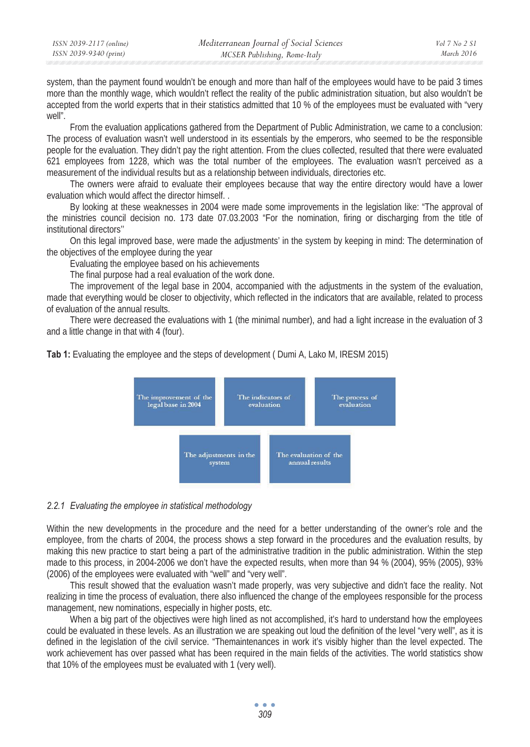system, than the payment found wouldn't be enough and more than half of the employees would have to be paid 3 times more than the monthly wage, which wouldn't reflect the reality of the public administration situation, but also wouldn't be accepted from the world experts that in their statistics admitted that 10 % of the employees must be evaluated with "very well".

From the evaluation applications gathered from the Department of Public Administration, we came to a conclusion: The process of evaluation wasn't well understood in its essentials by the emperors, who seemed to be the responsible people for the evaluation. They didn't pay the right attention. From the clues collected, resulted that there were evaluated 621 employees from 1228, which was the total number of the employees. The evaluation wasn't perceived as a measurement of the individual results but as a relationship between individuals, directories etc.

The owners were afraid to evaluate their employees because that way the entire directory would have a lower evaluation which would affect the director himself. .

By looking at these weaknesses in 2004 were made some improvements in the legislation like: "The approval of the ministries council decision no. 173 date 07.03.2003 "For the nomination, firing or discharging from the title of institutional directors"

On this legal improved base, were made the adjustments' in the system by keeping in mind: The determination of the objectives of the employee during the year

Evaluating the employee based on his achievements

The final purpose had a real evaluation of the work done.

The improvement of the legal base in 2004, accompanied with the adjustments in the system of the evaluation, made that everything would be closer to objectivity, which reflected in the indicators that are available, related to process of evaluation of the annual results.

There were decreased the evaluations with 1 (the minimal number), and had a light increase in the evaluation of 3 and a little change in that with 4 (four).

**Tab 1:** Evaluating the employee and the steps of development ( Dumi A, Lako M, IRESM 2015)

| The improvement of the legal base in 2004 | The indicators of evaluation | The process of evaluation |
|---|---|---|
| The adjustments in the system | The evaluation of the annual results | |

*2.2.1 Evaluating the employee in statistical methodology*

Within the new developments in the procedure and the need for a better understanding of the owner's role and the employee, from the charts of 2004, the process shows a step forward in the procedures and the evaluation results, by making this new practice to start being a part of the administrative tradition in the public administration. Within the step made to this process, in 2004-2006 we don't have the expected results, when more than 94 % (2004), 95% (2005), 93% (2006) of the employees were evaluated with "well" and "very well".

This result showed that the evaluation wasn't made properly, was very subjective and didn't face the reality. Not realizing in time the process of evaluation, there also influenced the change of the employees responsible for the process management, new nominations, especially in higher posts, etc.

When a big part of the objectives were high lined as not accomplished, it's hard to understand how the employees could be evaluated in these levels. As an illustration we are speaking out loud the definition of the level "very well", as it is defined in the legislation of the civil service. "Themaintenances in work it's visibly higher than the level expected. The work achievement has over passed what has been required in the main fields of the activities. The world statistics show that 10% of the employees must be evaluated with 1 (very well).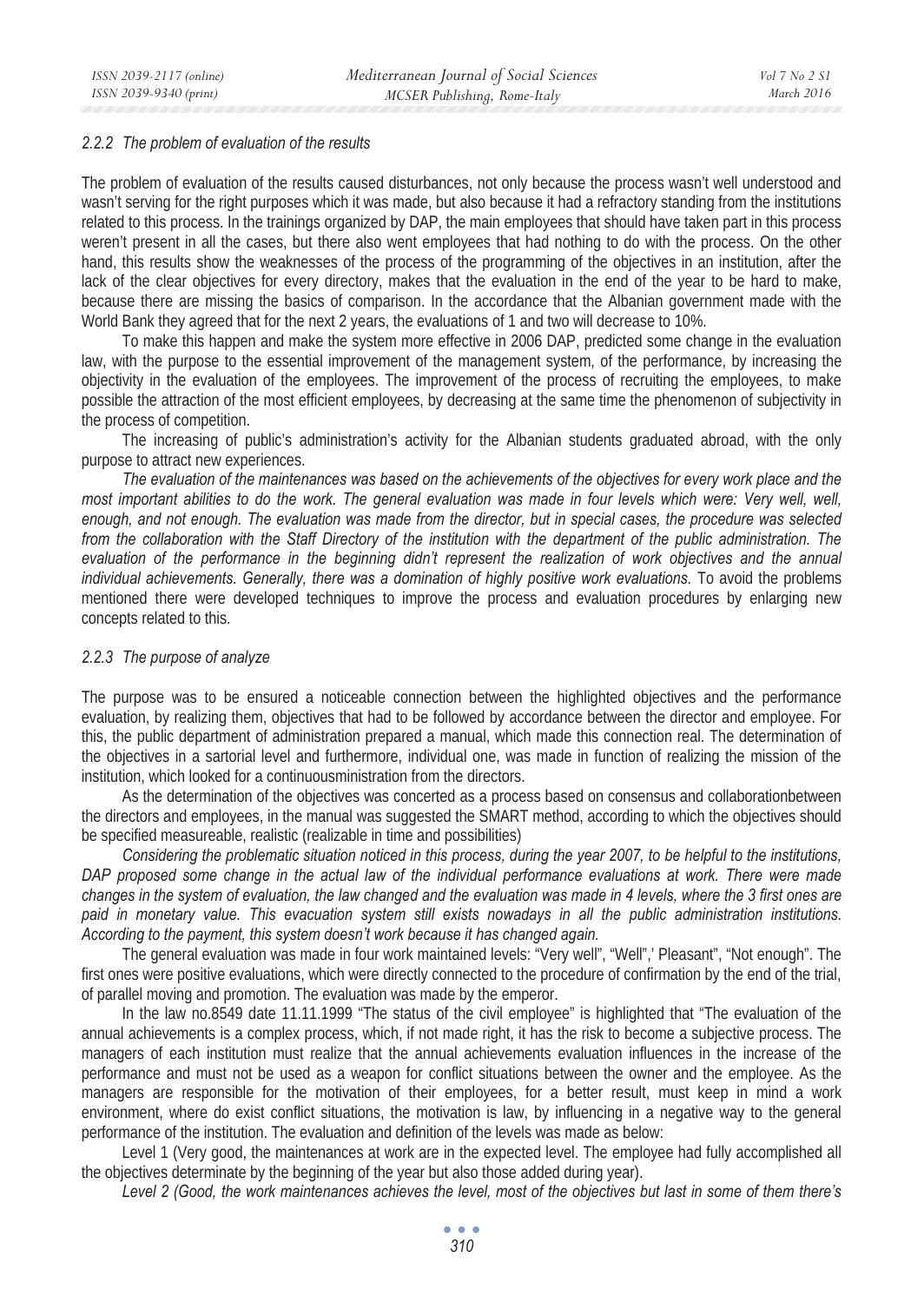### *2.2.2 The problem of evaluation of the results*

The problem of evaluation of the results caused disturbances, not only because the process wasn't well understood and wasn't serving for the right purposes which it was made, but also because it had a refractory standing from the institutions related to this process. In the trainings organized by DAP, the main employees that should have taken part in this process weren't present in all the cases, but there also went employees that had nothing to do with the process. On the other hand, this results show the weaknesses of the process of the programming of the objectives in an institution, after the lack of the clear objectives for every directory, makes that the evaluation in the end of the year to be hard to make, because there are missing the basics of comparison. In the accordance that the Albanian government made with the World Bank they agreed that for the next 2 years, the evaluations of 1 and two will decrease to 10%.

To make this happen and make the system more effective in 2006 DAP, predicted some change in the evaluation law, with the purpose to the essential improvement of the management system, of the performance, by increasing the objectivity in the evaluation of the employees. The improvement of the process of recruiting the employees, to make possible the attraction of the most efficient employees, by decreasing at the same time the phenomenon of subjectivity in the process of competition.

The increasing of public's administration's activity for the Albanian students graduated abroad, with the only purpose to attract new experiences.

*The evaluation of the maintenances was based on the achievements of the objectives for every work place and the most important abilities to do the work. The general evaluation was made in four levels which were: Very well, well, enough, and not enough. The evaluation was made from the director, but in special cases, the procedure was selected from the collaboration with the Staff Directory of the institution with the department of the public administration. The evaluation of the performance in the beginning didn't represent the realization of work objectives and the annual individual achievements. Generally, there was a domination of highly positive work evaluations.* To avoid the problems mentioned there were developed techniques to improve the process and evaluation procedures by enlarging new concepts related to this.

### *2.2.3 The purpose of analyze*

The purpose was to be ensured a noticeable connection between the highlighted objectives and the performance evaluation, by realizing them, objectives that had to be followed by accordance between the director and employee. For this, the public department of administration prepared a manual, which made this connection real. The determination of the objectives in a sartorial level and furthermore, individual one, was made in function of realizing the mission of the institution, which looked for a continuousministration from the directors.

As the determination of the objectives was concerted as a process based on consensus and collaborationbetween the directors and employees, in the manual was suggested the SMART method, according to which the objectives should be specified measureable, realistic (realizable in time and possibilities)

*Considering the problematic situation noticed in this process, during the year 2007, to be helpful to the institutions, DAP proposed some change in the actual law of the individual performance evaluations at work. There were made changes in the system of evaluation, the law changed and the evaluation was made in 4 levels, where the 3 first ones are paid in monetary value. This evacuation system still exists nowadays in all the public administration institutions. According to the payment, this system doesn't work because it has changed again.*

The general evaluation was made in four work maintained levels: "Very well", "Well",' Pleasant", "Not enough". The first ones were positive evaluations, which were directly connected to the procedure of confirmation by the end of the trial, of parallel moving and promotion. The evaluation was made by the emperor.

In the law no.8549 date 11.11.1999 "The status of the civil employee" is highlighted that "The evaluation of the annual achievements is a complex process, which, if not made right, it has the risk to become a subjective process. The managers of each institution must realize that the annual achievements evaluation influences in the increase of the performance and must not be used as a weapon for conflict situations between the owner and the employee. As the managers are responsible for the motivation of their employees, for a better result, must keep in mind a work environment, where do exist conflict situations, the motivation is law, by influencing in a negative way to the general performance of the institution. The evaluation and definition of the levels was made as below:

Level 1 (Very good, the maintenances at work are in the expected level. The employee had fully accomplished all the objectives determinate by the beginning of the year but also those added during year).

*Level 2 (Good, the work maintenances achieves the level, most of the objectives but last in some of them there's*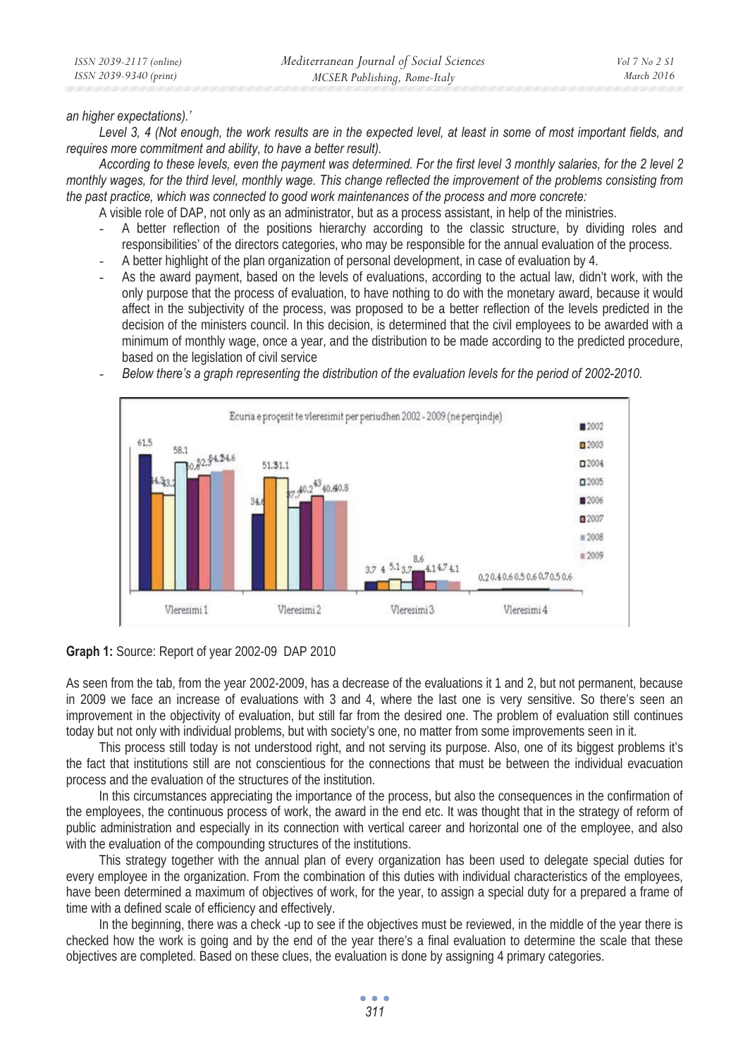*an higher expectations).'*

*Level 3, 4 (Not enough, the work results are in the expected level, at least in some of most important fields, and requires more commitment and ability, to have a better result).*

*According to these levels, even the payment was determined. For the first level 3 monthly salaries, for the 2 level 2 monthly wages, for the third level, monthly wage. This change reflected the improvement of the problems consisting from the past practice, which was connected to good work maintenances of the process and more concrete:*

A visible role of DAP, not only as an administrator, but as a process assistant, in help of the ministries.

- A better reflection of the positions hierarchy according to the classic structure, by dividing roles and responsibilities' of the directors categories, who may be responsible for the annual evaluation of the process.
- A better highlight of the plan organization of personal development, in case of evaluation by 4.
- As the award payment, based on the levels of evaluations, according to the actual law, didn't work, with the only purpose that the process of evaluation, to have nothing to do with the monetary award, because it would affect in the subjectivity of the process, was proposed to be a better reflection of the levels predicted in the decision of the ministers council. In this decision, is determined that the civil employees to be awarded with a minimum of monthly wage, once a year, and the distribution to be made according to the predicted procedure, based on the legislation of civil service
- *Below there's a graph representing the distribution of the evaluation levels for the period of 2002-2010.*

**Graph 1:** Source: Report of year 2002-09 DAP 2010

As seen from the tab, from the year 2002-2009, has a decrease of the evaluations it 1 and 2, but not permanent, because in 2009 we face an increase of evaluations with 3 and 4, where the last one is very sensitive. So there's seen an improvement in the objectivity of evaluation, but still far from the desired one. The problem of evaluation still continues today but not only with individual problems, but with society's one, no matter from some improvements seen in it.

This process still today is not understood right, and not serving its purpose. Also, one of its biggest problems it's the fact that institutions still are not conscientious for the connections that must be between the individual evacuation process and the evaluation of the structures of the institution.

In this circumstances appreciating the importance of the process, but also the consequences in the confirmation of the employees, the continuous process of work, the award in the end etc. It was thought that in the strategy of reform of public administration and especially in its connection with vertical career and horizontal one of the employee, and also with the evaluation of the compounding structures of the institutions.

This strategy together with the annual plan of every organization has been used to delegate special duties for every employee in the organization. From the combination of this duties with individual characteristics of the employees, have been determined a maximum of objectives of work, for the year, to assign a special duty for a prepared a frame of time with a defined scale of efficiency and effectively.

In the beginning, there was a check -up to see if the objectives must be reviewed, in the middle of the year there is checked how the work is going and by the end of the year there's a final evaluation to determine the scale that these objectives are completed. Based on these clues, the evaluation is done by assigning 4 primary categories.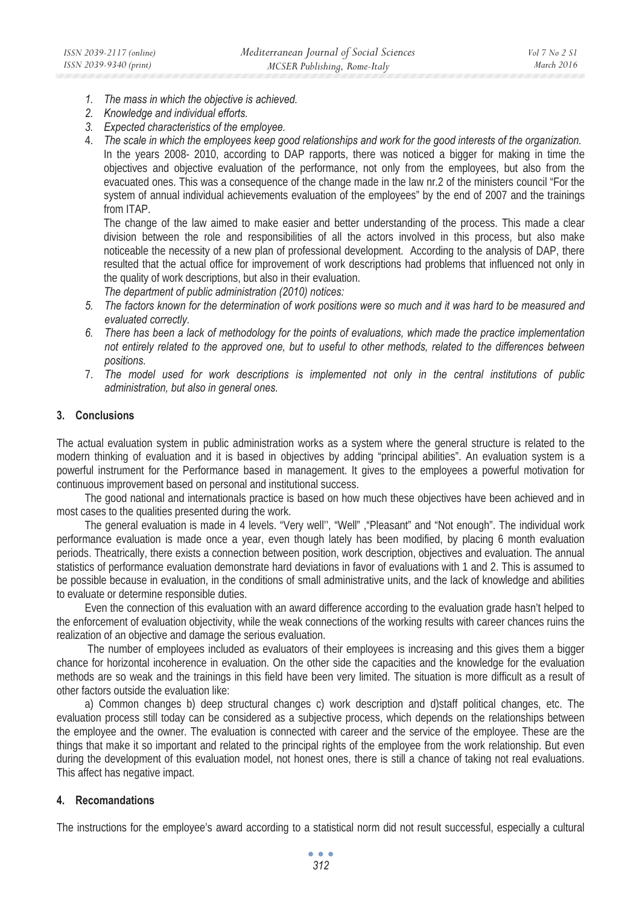1. *The mass in which the objective is achieved.*
2. *Knowledge and individual efforts.*
3. *Expected characteristics of the employee.*
4. *The scale in which the employees keep good relationships and work for the good interests of the organization.*

   In the years 2008- 2010, according to DAP rapports, there was noticed a bigger for making in time the objectives and objective evaluation of the performance, not only from the employees, but also from the evacuated ones. This was a consequence of the change made in the law nr.2 of the ministers council "For the system of annual individual achievements evaluation of the employees" by the end of 2007 and the trainings from ITAP.

   The change of the law aimed to make easier and better understanding of the process. This made a clear division between the role and responsibilities of all the actors involved in this process, but also make noticeable the necessity of a new plan of professional development. According to the analysis of DAP, there resulted that the actual office for improvement of work descriptions had problems that influenced not only in the quality of work descriptions, but also in their evaluation.

   *The department of public administration (2010) notices:*

5. *The factors known for the determination of work positions were so much and it was hard to be measured and evaluated correctly.*
6. *There has been a lack of methodology for the points of evaluations, which made the practice implementation not entirely related to the approved one, but to useful to other methods, related to the differences between positions.*
7. *The model used for work descriptions is implemented not only in the central institutions of public administration, but also in general ones.*

## 3. Conclusions

The actual evaluation system in public administration works as a system where the general structure is related to the modern thinking of evaluation and it is based in objectives by adding "principal abilities". An evaluation system is a powerful instrument for the Performance based in management. It gives to the employees a powerful motivation for continuous improvement based on personal and institutional success.

The good national and internationals practice is based on how much these objectives have been achieved and in most cases to the qualities presented during the work.

The general evaluation is made in 4 levels. "Very well'', "Well" ,"Pleasant" and "Not enough". The individual work performance evaluation is made once a year, even though lately has been modified, by placing 6 month evaluation periods. Theatrically, there exists a connection between position, work description, objectives and evaluation. The annual statistics of performance evaluation demonstrate hard deviations in favor of evaluations with 1 and 2. This is assumed to be possible because in evaluation, in the conditions of small administrative units, and the lack of knowledge and abilities to evaluate or determine responsible duties.

Even the connection of this evaluation with an award difference according to the evaluation grade hasn't helped to the enforcement of evaluation objectivity, while the weak connections of the working results with career chances ruins the realization of an objective and damage the serious evaluation.

The number of employees included as evaluators of their employees is increasing and this gives them a bigger chance for horizontal incoherence in evaluation. On the other side the capacities and the knowledge for the evaluation methods are so weak and the trainings in this field have been very limited. The situation is more difficult as a result of other factors outside the evaluation like:

a) Common changes b) deep structural changes c) work description and d)staff political changes, etc. The evaluation process still today can be considered as a subjective process, which depends on the relationships between the employee and the owner. The evaluation is connected with career and the service of the employee. These are the things that make it so important and related to the principal rights of the employee from the work relationship. But even during the development of this evaluation model, not honest ones, there is still a chance of taking not real evaluations. This affect has negative impact.

## 4. Recomandations

The instructions for the employee's award according to a statistical norm did not result successful, especially a cultural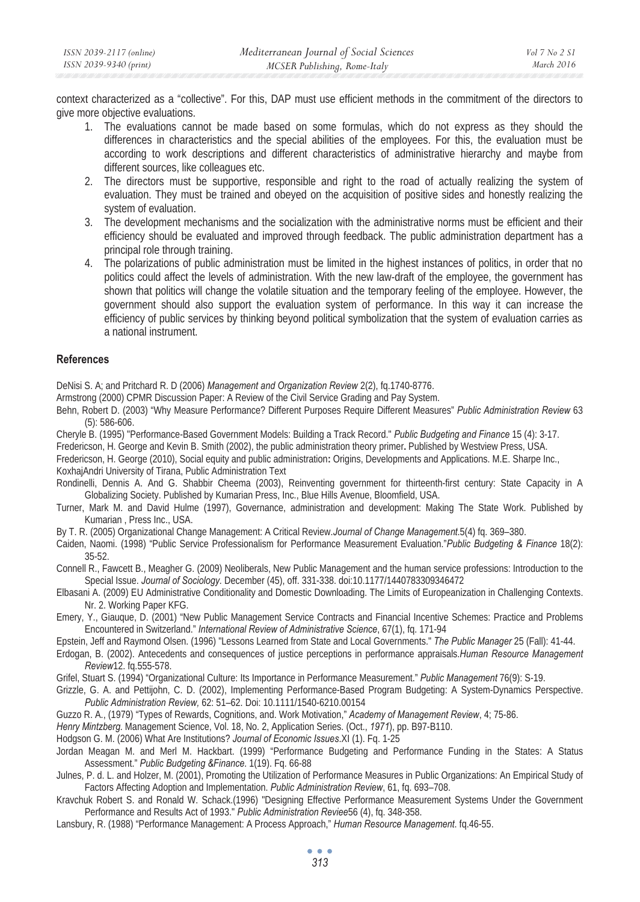context characterized as a "collective". For this, DAP must use efficient methods in the commitment of the directors to give more objective evaluations.

1. The evaluations cannot be made based on some formulas, which do not express as they should the differences in characteristics and the special abilities of the employees. For this, the evaluation must be according to work descriptions and different characteristics of administrative hierarchy and maybe from different sources, like colleagues etc.
2. The directors must be supportive, responsible and right to the road of actually realizing the system of evaluation. They must be trained and obeyed on the acquisition of positive sides and honestly realizing the system of evaluation.
3. The development mechanisms and the socialization with the administrative norms must be efficient and their efficiency should be evaluated and improved through feedback. The public administration department has a principal role through training.
4. The polarizations of public administration must be limited in the highest instances of politics, in order that no politics could affect the levels of administration. With the new law-draft of the employee, the government has shown that politics will change the volatile situation and the temporary feeling of the employee. However, the government should also support the evaluation system of performance. In this way it can increase the efficiency of public services by thinking beyond political symbolization that the system of evaluation carries as a national instrument.

## References

DeNisi S. A; and Pritchard R. D (2006) *Management and Organization Review* 2(2), fq.1740-8776.

Armstrong (2000) CPMR Discussion Paper: A Review of the Civil Service Grading and Pay System.

Behn, Robert D. (2003) "Why Measure Performance? Different Purposes Require Different Measures" *Public Administration Review* 63 (5): 586-606.

Cheryle B. (1995) "Performance-Based Government Models: Building a Track Record." *Public Budgeting and Finance* 15 (4): 3-17.

Fredericson, H. George and Kevin B. Smith (2002), the public administration theory primer**.** Published by Westview Press, USA.

Fredericson, H. George (2010), Social equity and public administration**:** Origins, Developments and Applications. M.E. Sharpe Inc., KoxhajAndri University of Tirana, Public Administration Text

Rondinelli, Dennis A. And G. Shabbir Cheema (2003), Reinventing government for thirteenth-first century: State Capacity in A Globalizing Society. Published by Kumarian Press, Inc., Blue Hills Avenue, Bloomfield, USA.

Turner, Mark M. and David Hulme (1997), Governance, administration and development: Making The State Work. Published by Kumarian , Press Inc., USA.

By T. R. (2005) Organizational Change Management: A Critical Review.*Journal of Change Management*.5(4) fq. 369–380.

Caiden, Naomi. (1998) "Public Service Professionalism for Performance Measurement Evaluation."*Public Budgeting & Finance* 18(2): 35-52.

Connell R., Fawcett B., Meagher G. (2009) Neoliberals, New Public Management and the human service professions: Introduction to the Special Issue. *Journal of Sociology.* December (45), off. 331-338. doi:10.1177/1440783309346472

Elbasani A. (2009) EU Administrative Conditionality and Domestic Downloading. The Limits of Europeanization in Challenging Contexts. Nr. 2. Working Paper KFG.

Emery, Y., Giauque, D. (2001) "New Public Management Service Contracts and Financial Incentive Schemes: Practice and Problems Encountered in Switzerland." *International Review of Administrative Science*, 67(1), fq. 171-94

Epstein, Jeff and Raymond Olsen. (1996) "Lessons Learned from State and Local Governments." *The Public Manager* 25 (Fall): 41-44.

Erdogan, B. (2002). Antecedents and consequences of justice perceptions in performance appraisals.*Human Resource Management Review*12. fq.555-578.

Grifel, Stuart S. (1994) "Organizational Culture: Its Importance in Performance Measurement." *Public Management* 76(9): S-19.

Grizzle, G. A. and Pettijohn, C. D. (2002), Implementing Performance-Based Program Budgeting: A System-Dynamics Perspective. *Public Administration Review,* 62: 51–62. Doi: 10.1111/1540-6210.00154

Guzzo R. A., (1979) "Types of Rewards, Cognitions, and. Work Motivation," *Academy of Management Review*, 4; 75-86.

*Henry Mintzberg.* Management Science, Vol. 18, No. 2, Application Series. (Oct., *1971*), pp. B97-B110.

Hodgson G. M. (2006) What Are Institutions? *Journal of Economic Issues*.XI (1). Fq. 1-25

Jordan Meagan M. and Merl M. Hackbart. (1999) "Performance Budgeting and Performance Funding in the States: A Status Assessment." *Public Budgeting &Finance.* 1(19). Fq. 66-88

Julnes, P. d. L. and Holzer, M. (2001), Promoting the Utilization of Performance Measures in Public Organizations: An Empirical Study of Factors Affecting Adoption and Implementation. *Public Administration Review*, 61, fq. 693–708.

Kravchuk Robert S. and Ronald W. Schack.(1996) "Designing Effective Performance Measurement Systems Under the Government Performance and Results Act of 1993." *Public Administration Reviee*56 (4), fq. 348-358.

Lansbury, R. (1988) "Performance Management: A Process Approach," *Human Resource Management*. fq.46-55.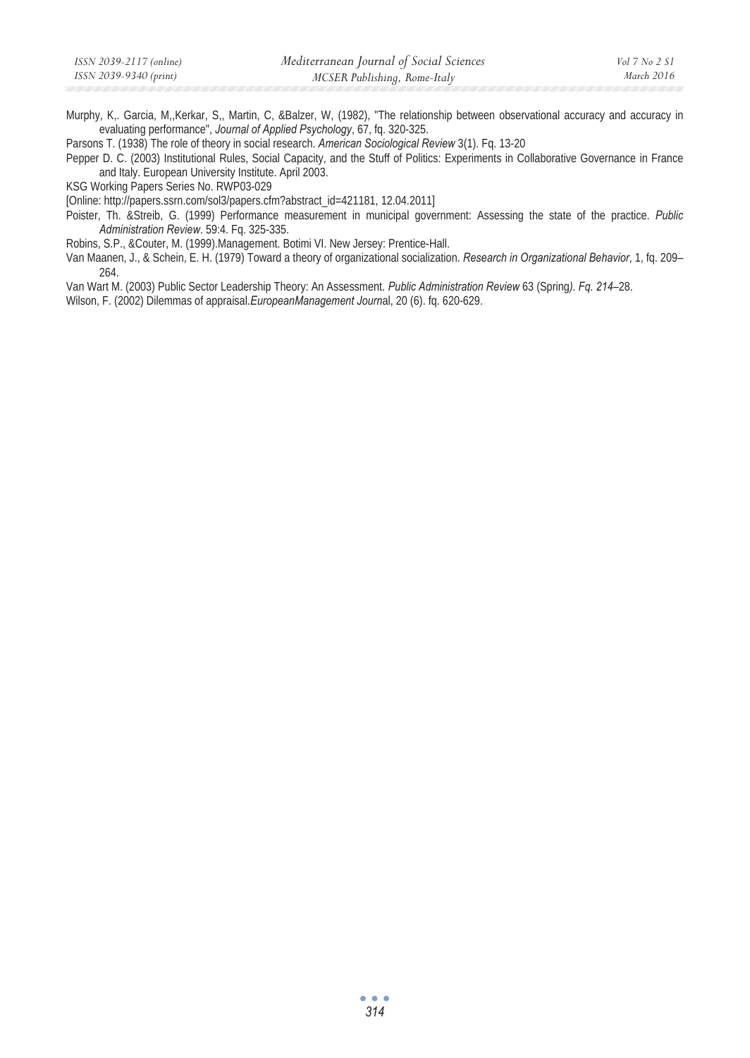Murphy, K,. Garcia, M,,Kerkar, S,, Martin, C, &Balzer, W, (1982), "The relationship between observational accuracy and accuracy in evaluating performance", *Journal of Applied Psychology*, 67, fq. 320-325.

Parsons T. (1938) The role of theory in social research. *American Sociological Review* 3(1). Fq. 13-20

Pepper D. C. (2003) Institutional Rules, Social Capacity, and the Stuff of Politics: Experiments in Collaborative Governance in France and Italy. European University Institute. April 2003.

KSG Working Papers Series No. RWP03-029

[Online: http://papers.ssrn.com/sol3/papers.cfm?abstract_id=421181, 12.04.2011]

Poister, Th. &Streib, G. (1999) Performance measurement in municipal government: Assessing the state of the practice. *Public Administration Review*. 59:4. Fq. 325-335.

Robins, S.P., &Couter, M. (1999).Management. Botimi VI. New Jersey: Prentice-Hall.

Van Maanen, J., & Schein, E. H. (1979) Toward a theory of organizational socialization. *Research in Organizational Behavior*, 1, fq. 209–264.

Van Wart M. (2003) Public Sector Leadership Theory: An Assessment. *Public Administration Review* 63 (Spring*). Fq. 214*–28.

Wilson, F. (2002) Dilemmas of appraisal.*EuropeanManagement Journ*al, 20 (6). fq. 620-629.